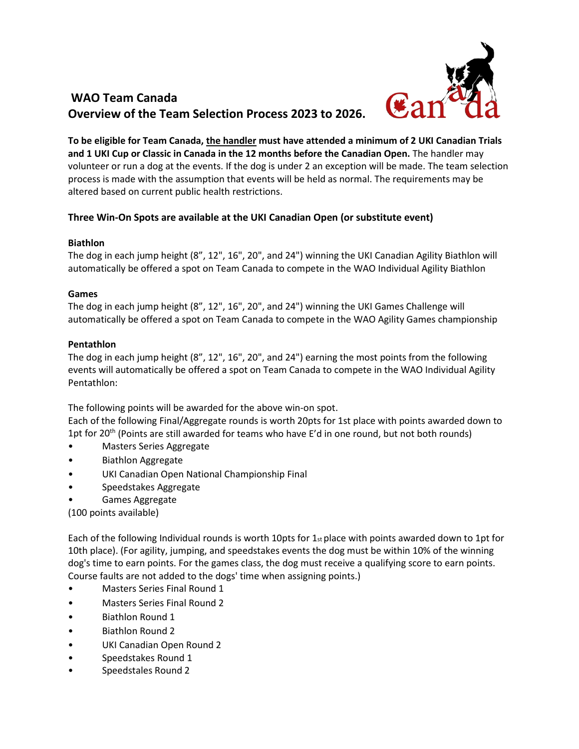# WAO Team Canada
## Overview of the Team Selection Process 2023 to 2026.

**To be eligible for Team Canada, the handler must have attended a minimum of 2 UKI Canadian Trials and 1 UKI Cup or Classic in Canada in the 12 months before the Canadian Open.** The handler may volunteer or run a dog at the events. If the dog is under 2 an exception will be made. The team selection process is made with the assumption that events will be held as normal. The requirements may be altered based on current public health restrictions.

### Three Win-On Spots are available at the UKI Canadian Open (or substitute event)

**Biathlon**

The dog in each jump height (8", 12", 16", 20", and 24") winning the UKI Canadian Agility Biathlon will automatically be offered a spot on Team Canada to compete in the WAO Individual Agility Biathlon

**Games**

The dog in each jump height (8", 12", 16", 20", and 24") winning the UKI Games Challenge will automatically be offered a spot on Team Canada to compete in the WAO Agility Games championship

**Pentathlon**

The dog in each jump height (8", 12", 16", 20", and 24") earning the most points from the following events will automatically be offered a spot on Team Canada to compete in the WAO Individual Agility Pentathlon:

The following points will be awarded for the above win-on spot.
Each of the following Final/Aggregate rounds is worth 20pts for 1st place with points awarded down to 1pt for 20th (Points are still awarded for teams who have E'd in one round, but not both rounds)

- Masters Series Aggregate
- Biathlon Aggregate
- UKI Canadian Open National Championship Final
- Speedstakes Aggregate
- Games Aggregate

(100 points available)

Each of the following Individual rounds is worth 10pts for 1st place with points awarded down to 1pt for 10th place). (For agility, jumping, and speedstakes events the dog must be within 10% of the winning dog's time to earn points. For the games class, the dog must receive a qualifying score to earn points. Course faults are not added to the dogs' time when assigning points.)

- Masters Series Final Round 1
- Masters Series Final Round 2
- Biathlon Round 1
- Biathlon Round 2
- UKI Canadian Open Round 2
- Speedstakes Round 1
- Speedstales Round 2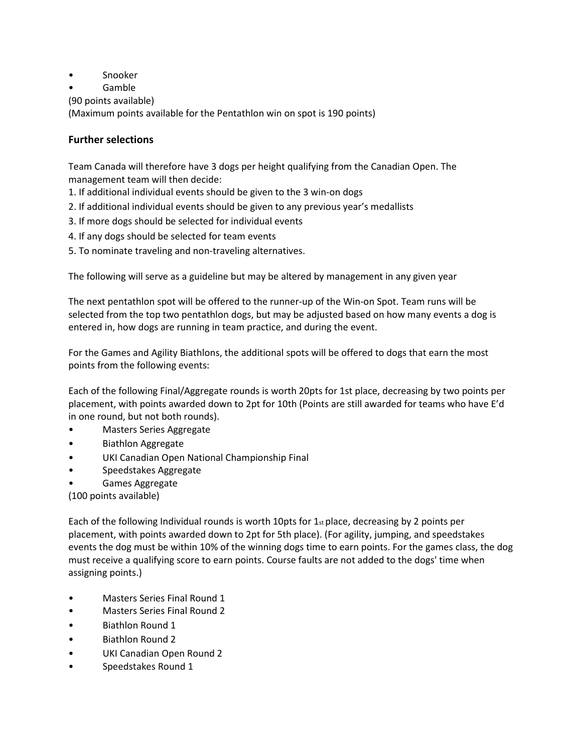- Snooker
- Gamble

(90 points available)
(Maximum points available for the Pentathlon win on spot is 190 points)

### Further selections

Team Canada will therefore have 3 dogs per height qualifying from the Canadian Open. The management team will then decide:

1. If additional individual events should be given to the 3 win-on dogs
2. If additional individual events should be given to any previous year's medallists
3. If more dogs should be selected for individual events
4. If any dogs should be selected for team events
5. To nominate traveling and non-traveling alternatives.

The following will serve as a guideline but may be altered by management in any given year

The next pentathlon spot will be offered to the runner-up of the Win-on Spot. Team runs will be selected from the top two pentathlon dogs, but may be adjusted based on how many events a dog is entered in, how dogs are running in team practice, and during the event.

For the Games and Agility Biathlons, the additional spots will be offered to dogs that earn the most points from the following events:

Each of the following Final/Aggregate rounds is worth 20pts for 1st place, decreasing by two points per placement, with points awarded down to 2pt for 10th (Points are still awarded for teams who have E'd in one round, but not both rounds).

- Masters Series Aggregate
- Biathlon Aggregate
- UKI Canadian Open National Championship Final
- Speedstakes Aggregate
- Games Aggregate

(100 points available)

Each of the following Individual rounds is worth 10pts for 1st place, decreasing by 2 points per placement, with points awarded down to 2pt for 5th place). (For agility, jumping, and speedstakes events the dog must be within 10% of the winning dogs time to earn points. For the games class, the dog must receive a qualifying score to earn points. Course faults are not added to the dogs' time when assigning points.)

- Masters Series Final Round 1
- Masters Series Final Round 2
- Biathlon Round 1
- Biathlon Round 2
- UKI Canadian Open Round 2
- Speedstakes Round 1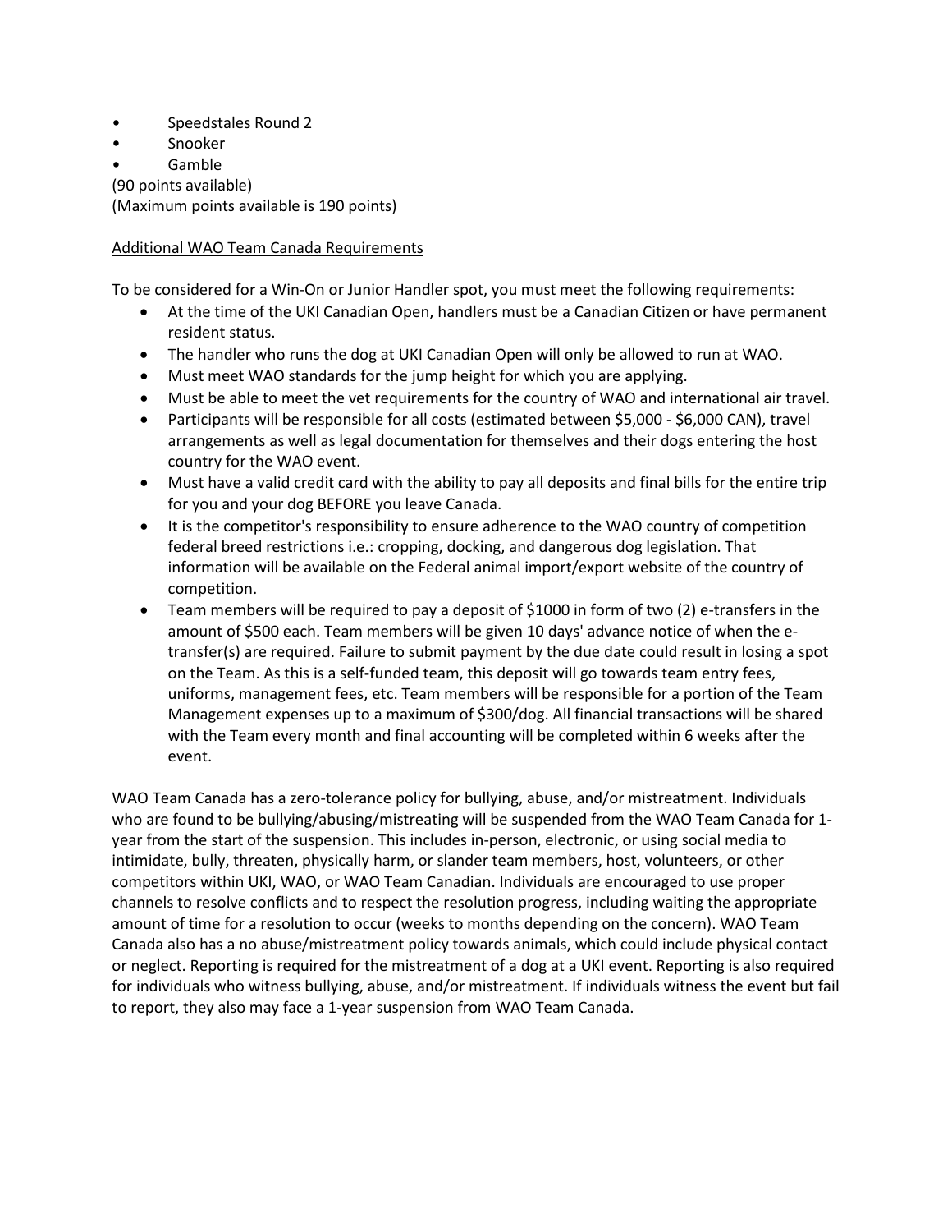- Speedstales Round 2
- Snooker
- Gamble

(90 points available)
(Maximum points available is 190 points)

<u>Additional WAO Team Canada Requirements</u>

To be considered for a Win-On or Junior Handler spot, you must meet the following requirements:

- At the time of the UKI Canadian Open, handlers must be a Canadian Citizen or have permanent resident status.
- The handler who runs the dog at UKI Canadian Open will only be allowed to run at WAO.
- Must meet WAO standards for the jump height for which you are applying.
- Must be able to meet the vet requirements for the country of WAO and international air travel.
- Participants will be responsible for all costs (estimated between $5,000 - $6,000 CAN), travel arrangements as well as legal documentation for themselves and their dogs entering the host country for the WAO event.
- Must have a valid credit card with the ability to pay all deposits and final bills for the entire trip for you and your dog BEFORE you leave Canada.
- It is the competitor's responsibility to ensure adherence to the WAO country of competition federal breed restrictions i.e.: cropping, docking, and dangerous dog legislation. That information will be available on the Federal animal import/export website of the country of competition.
- Team members will be required to pay a deposit of $1000 in form of two (2) e-transfers in the amount of $500 each. Team members will be given 10 days' advance notice of when the e-transfer(s) are required. Failure to submit payment by the due date could result in losing a spot on the Team. As this is a self-funded team, this deposit will go towards team entry fees, uniforms, management fees, etc. Team members will be responsible for a portion of the Team Management expenses up to a maximum of $300/dog. All financial transactions will be shared with the Team every month and final accounting will be completed within 6 weeks after the event.

WAO Team Canada has a zero-tolerance policy for bullying, abuse, and/or mistreatment. Individuals who are found to be bullying/abusing/mistreating will be suspended from the WAO Team Canada for 1-year from the start of the suspension. This includes in-person, electronic, or using social media to intimidate, bully, threaten, physically harm, or slander team members, host, volunteers, or other competitors within UKI, WAO, or WAO Team Canadian. Individuals are encouraged to use proper channels to resolve conflicts and to respect the resolution progress, including waiting the appropriate amount of time for a resolution to occur (weeks to months depending on the concern). WAO Team Canada also has a no abuse/mistreatment policy towards animals, which could include physical contact or neglect. Reporting is required for the mistreatment of a dog at a UKI event. Reporting is also required for individuals who witness bullying, abuse, and/or mistreatment. If individuals witness the event but fail to report, they also may face a 1-year suspension from WAO Team Canada.